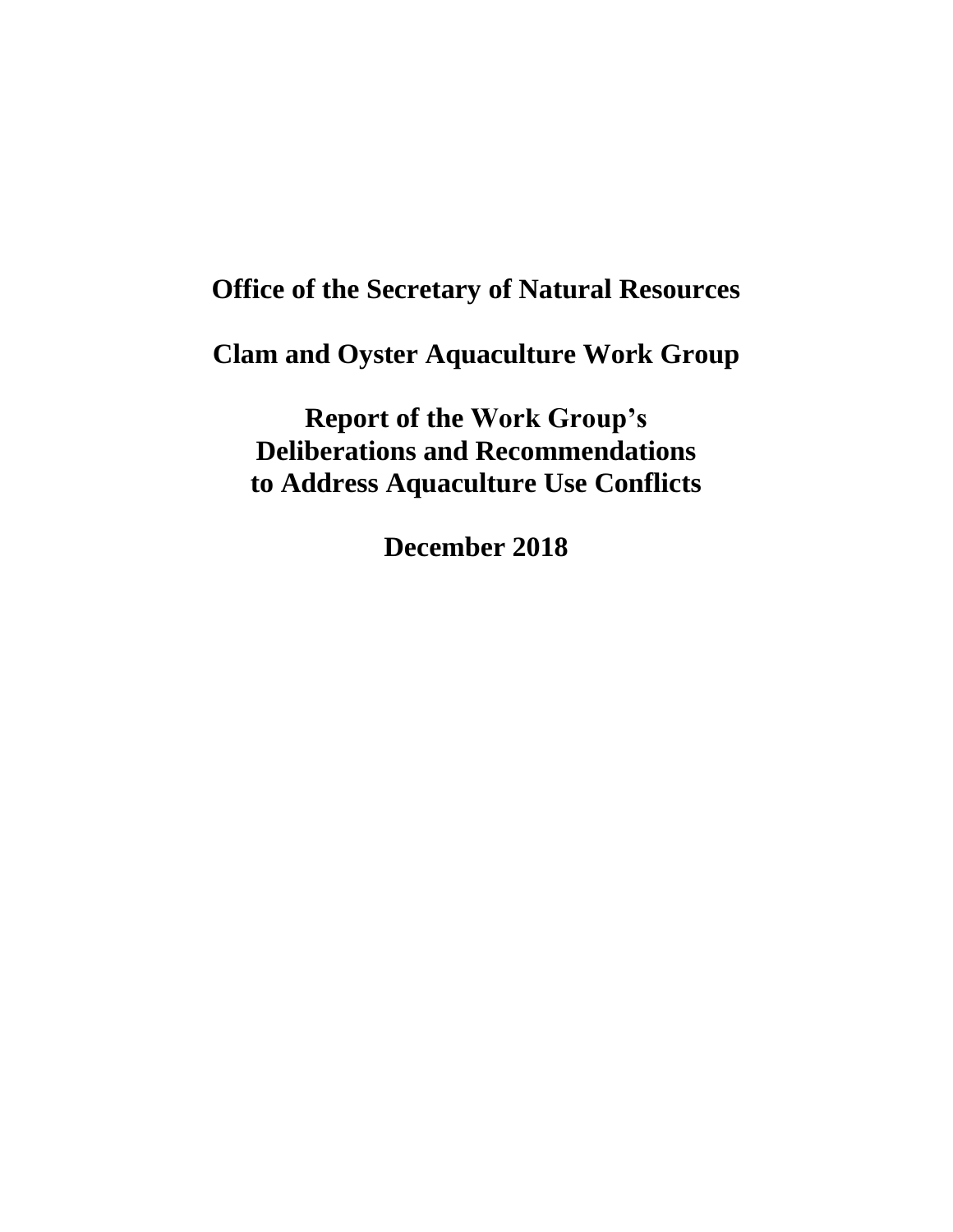# Office of the Secretary of Natural Resources

# Clam and Oyster Aquaculture Work Group

# Report of the Work Group's Deliberations and Recommendations to Address Aquaculture Use Conflicts

# December 2018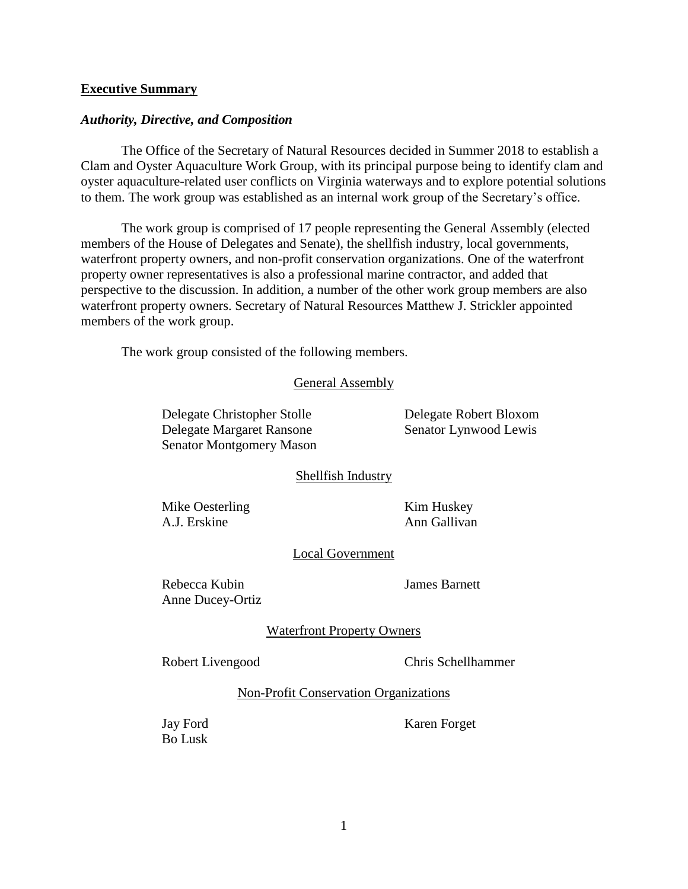**Executive Summary**

***Authority, Directive, and Composition***

The Office of the Secretary of Natural Resources decided in Summer 2018 to establish a Clam and Oyster Aquaculture Work Group, with its principal purpose being to identify clam and oyster aquaculture-related user conflicts on Virginia waterways and to explore potential solutions to them. The work group was established as an internal work group of the Secretary's office.

The work group is comprised of 17 people representing the General Assembly (elected members of the House of Delegates and Senate), the shellfish industry, local governments, waterfront property owners, and non-profit conservation organizations. One of the waterfront property owner representatives is also a professional marine contractor, and added that perspective to the discussion. In addition, a number of the other work group members are also waterfront property owners. Secretary of Natural Resources Matthew J. Strickler appointed members of the work group.

The work group consisted of the following members.

General Assembly

Delegate Christopher Stolle
Delegate Margaret Ransone
Senator Montgomery Mason
Delegate Robert Bloxom
Senator Lynwood Lewis

Shellfish Industry

Mike Oesterling
A.J. Erskine
Kim Huskey
Ann Gallivan

Local Government

Rebecca Kubin
Anne Ducey-Ortiz
James Barnett

Waterfront Property Owners

Robert Livengood
Chris Schellhammer

Non-Profit Conservation Organizations

Jay Ford
Bo Lusk
Karen Forget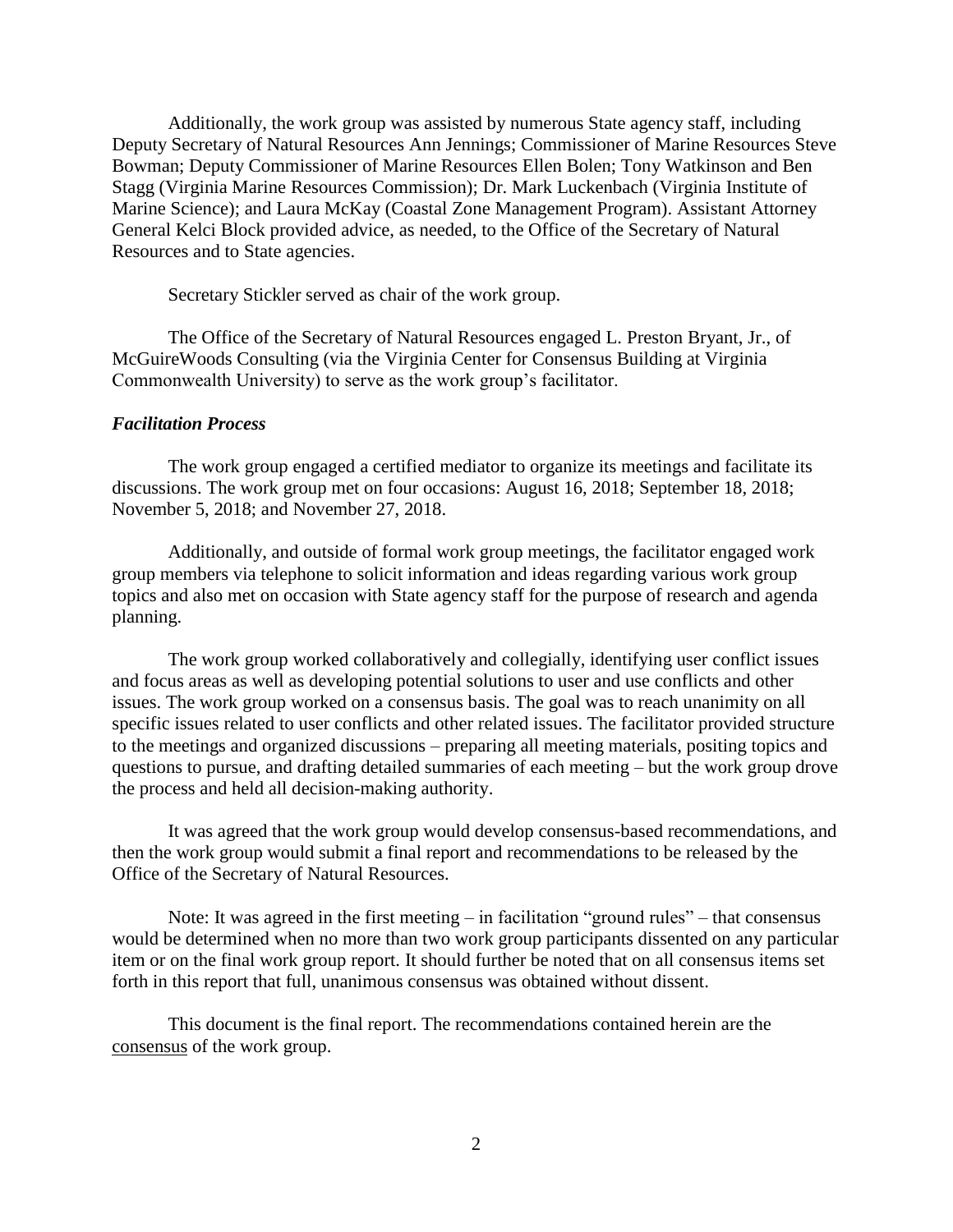Additionally, the work group was assisted by numerous State agency staff, including Deputy Secretary of Natural Resources Ann Jennings; Commissioner of Marine Resources Steve Bowman; Deputy Commissioner of Marine Resources Ellen Bolen; Tony Watkinson and Ben Stagg (Virginia Marine Resources Commission); Dr. Mark Luckenbach (Virginia Institute of Marine Science); and Laura McKay (Coastal Zone Management Program). Assistant Attorney General Kelci Block provided advice, as needed, to the Office of the Secretary of Natural Resources and to State agencies.

Secretary Stickler served as chair of the work group.

The Office of the Secretary of Natural Resources engaged L. Preston Bryant, Jr., of McGuireWoods Consulting (via the Virginia Center for Consensus Building at Virginia Commonwealth University) to serve as the work group's facilitator.

### *Facilitation Process*

The work group engaged a certified mediator to organize its meetings and facilitate its discussions. The work group met on four occasions: August 16, 2018; September 18, 2018; November 5, 2018; and November 27, 2018.

Additionally, and outside of formal work group meetings, the facilitator engaged work group members via telephone to solicit information and ideas regarding various work group topics and also met on occasion with State agency staff for the purpose of research and agenda planning.

The work group worked collaboratively and collegially, identifying user conflict issues and focus areas as well as developing potential solutions to user and use conflicts and other issues. The work group worked on a consensus basis. The goal was to reach unanimity on all specific issues related to user conflicts and other related issues. The facilitator provided structure to the meetings and organized discussions – preparing all meeting materials, positing topics and questions to pursue, and drafting detailed summaries of each meeting – but the work group drove the process and held all decision-making authority.

It was agreed that the work group would develop consensus-based recommendations, and then the work group would submit a final report and recommendations to be released by the Office of the Secretary of Natural Resources.

Note: It was agreed in the first meeting – in facilitation "ground rules" – that consensus would be determined when no more than two work group participants dissented on any particular item or on the final work group report. It should further be noted that on all consensus items set forth in this report that full, unanimous consensus was obtained without dissent.

This document is the final report. The recommendations contained herein are the consensus of the work group.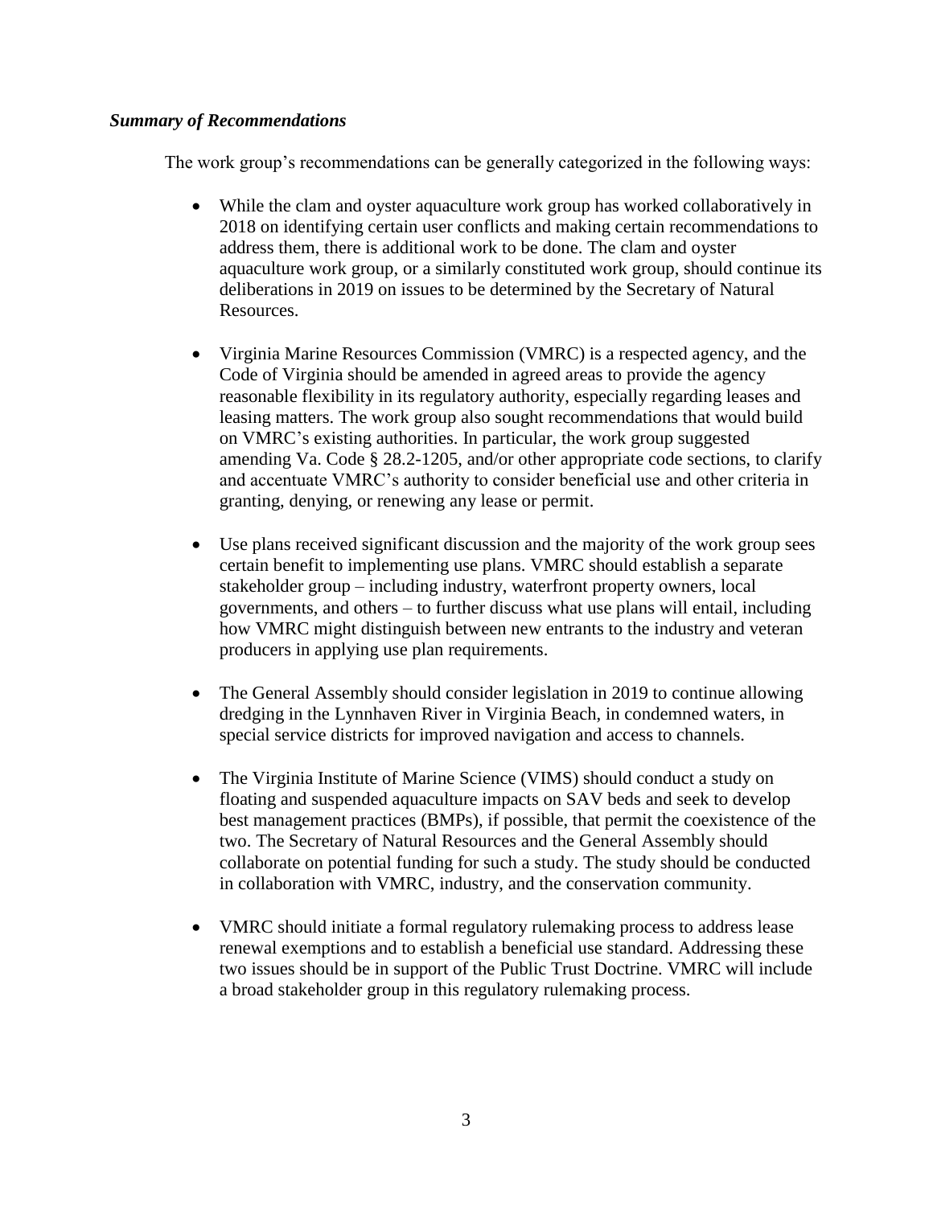***Summary of Recommendations***

The work group's recommendations can be generally categorized in the following ways:

- While the clam and oyster aquaculture work group has worked collaboratively in 2018 on identifying certain user conflicts and making certain recommendations to address them, there is additional work to be done. The clam and oyster aquaculture work group, or a similarly constituted work group, should continue its deliberations in 2019 on issues to be determined by the Secretary of Natural Resources.

- Virginia Marine Resources Commission (VMRC) is a respected agency, and the Code of Virginia should be amended in agreed areas to provide the agency reasonable flexibility in its regulatory authority, especially regarding leases and leasing matters. The work group also sought recommendations that would build on VMRC's existing authorities. In particular, the work group suggested amending Va. Code § 28.2-1205, and/or other appropriate code sections, to clarify and accentuate VMRC's authority to consider beneficial use and other criteria in granting, denying, or renewing any lease or permit.

- Use plans received significant discussion and the majority of the work group sees certain benefit to implementing use plans. VMRC should establish a separate stakeholder group – including industry, waterfront property owners, local governments, and others – to further discuss what use plans will entail, including how VMRC might distinguish between new entrants to the industry and veteran producers in applying use plan requirements.

- The General Assembly should consider legislation in 2019 to continue allowing dredging in the Lynnhaven River in Virginia Beach, in condemned waters, in special service districts for improved navigation and access to channels.

- The Virginia Institute of Marine Science (VIMS) should conduct a study on floating and suspended aquaculture impacts on SAV beds and seek to develop best management practices (BMPs), if possible, that permit the coexistence of the two. The Secretary of Natural Resources and the General Assembly should collaborate on potential funding for such a study. The study should be conducted in collaboration with VMRC, industry, and the conservation community.

- VMRC should initiate a formal regulatory rulemaking process to address lease renewal exemptions and to establish a beneficial use standard. Addressing these two issues should be in support of the Public Trust Doctrine. VMRC will include a broad stakeholder group in this regulatory rulemaking process.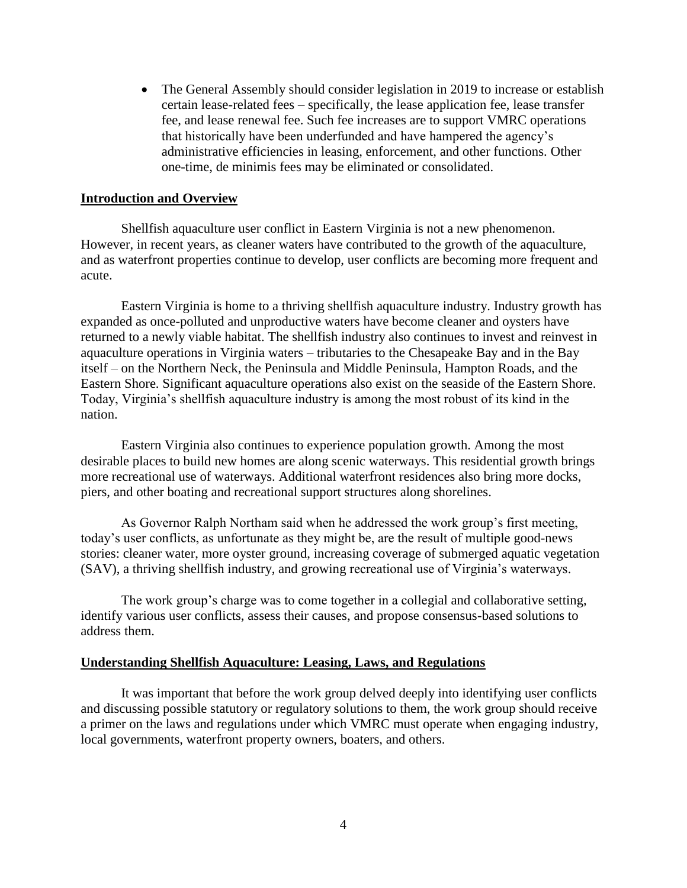- The General Assembly should consider legislation in 2019 to increase or establish certain lease-related fees – specifically, the lease application fee, lease transfer fee, and lease renewal fee. Such fee increases are to support VMRC operations that historically have been underfunded and have hampered the agency's administrative efficiencies in leasing, enforcement, and other functions. Other one-time, de minimis fees may be eliminated or consolidated.

## Introduction and Overview

Shellfish aquaculture user conflict in Eastern Virginia is not a new phenomenon. However, in recent years, as cleaner waters have contributed to the growth of the aquaculture, and as waterfront properties continue to develop, user conflicts are becoming more frequent and acute.

Eastern Virginia is home to a thriving shellfish aquaculture industry. Industry growth has expanded as once-polluted and unproductive waters have become cleaner and oysters have returned to a newly viable habitat. The shellfish industry also continues to invest and reinvest in aquaculture operations in Virginia waters – tributaries to the Chesapeake Bay and in the Bay itself – on the Northern Neck, the Peninsula and Middle Peninsula, Hampton Roads, and the Eastern Shore. Significant aquaculture operations also exist on the seaside of the Eastern Shore. Today, Virginia's shellfish aquaculture industry is among the most robust of its kind in the nation.

Eastern Virginia also continues to experience population growth. Among the most desirable places to build new homes are along scenic waterways. This residential growth brings more recreational use of waterways. Additional waterfront residences also bring more docks, piers, and other boating and recreational support structures along shorelines.

As Governor Ralph Northam said when he addressed the work group's first meeting, today's user conflicts, as unfortunate as they might be, are the result of multiple good-news stories: cleaner water, more oyster ground, increasing coverage of submerged aquatic vegetation (SAV), a thriving shellfish industry, and growing recreational use of Virginia's waterways.

The work group's charge was to come together in a collegial and collaborative setting, identify various user conflicts, assess their causes, and propose consensus-based solutions to address them.

## Understanding Shellfish Aquaculture: Leasing, Laws, and Regulations

It was important that before the work group delved deeply into identifying user conflicts and discussing possible statutory or regulatory solutions to them, the work group should receive a primer on the laws and regulations under which VMRC must operate when engaging industry, local governments, waterfront property owners, boaters, and others.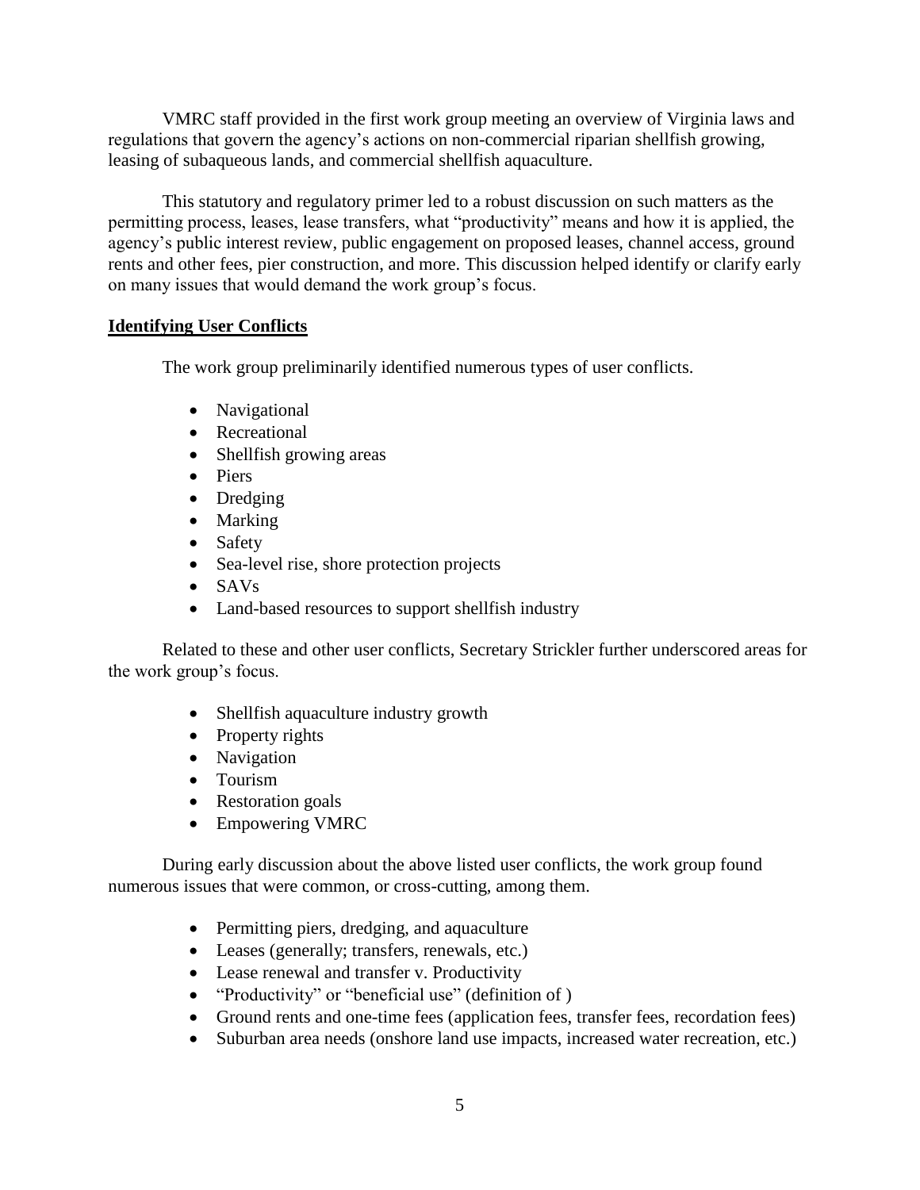VMRC staff provided in the first work group meeting an overview of Virginia laws and regulations that govern the agency's actions on non-commercial riparian shellfish growing, leasing of subaqueous lands, and commercial shellfish aquaculture.

This statutory and regulatory primer led to a robust discussion on such matters as the permitting process, leases, lease transfers, what "productivity" means and how it is applied, the agency's public interest review, public engagement on proposed leases, channel access, ground rents and other fees, pier construction, and more. This discussion helped identify or clarify early on many issues that would demand the work group's focus.

**Identifying User Conflicts**

The work group preliminarily identified numerous types of user conflicts.

- Navigational
- Recreational
- Shellfish growing areas
- Piers
- Dredging
- Marking
- Safety
- Sea-level rise, shore protection projects
- SAVs
- Land-based resources to support shellfish industry

Related to these and other user conflicts, Secretary Strickler further underscored areas for the work group's focus.

- Shellfish aquaculture industry growth
- Property rights
- Navigation
- Tourism
- Restoration goals
- Empowering VMRC

During early discussion about the above listed user conflicts, the work group found numerous issues that were common, or cross-cutting, among them.

- Permitting piers, dredging, and aquaculture
- Leases (generally; transfers, renewals, etc.)
- Lease renewal and transfer v. Productivity
- "Productivity" or "beneficial use" (definition of )
- Ground rents and one-time fees (application fees, transfer fees, recordation fees)
- Suburban area needs (onshore land use impacts, increased water recreation, etc.)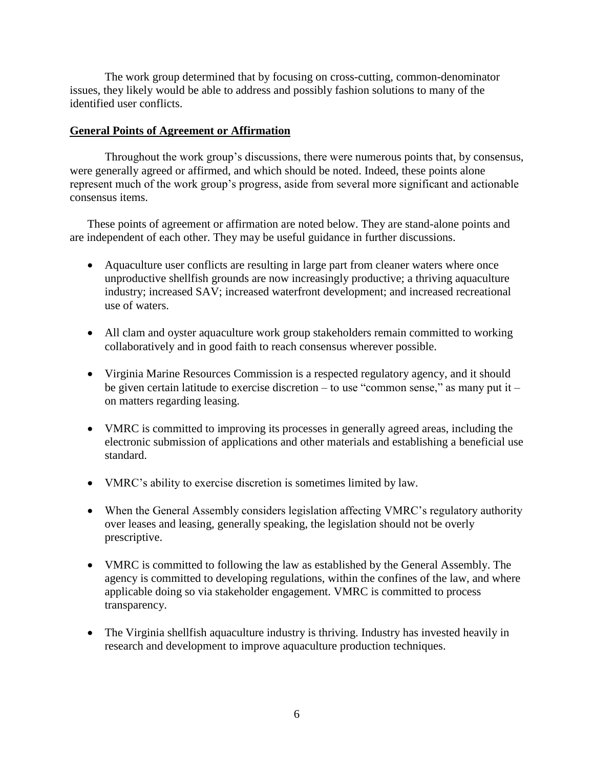The work group determined that by focusing on cross-cutting, common-denominator issues, they likely would be able to address and possibly fashion solutions to many of the identified user conflicts.

## General Points of Agreement or Affirmation

Throughout the work group's discussions, there were numerous points that, by consensus, were generally agreed or affirmed, and which should be noted. Indeed, these points alone represent much of the work group's progress, aside from several more significant and actionable consensus items.

These points of agreement or affirmation are noted below. They are stand-alone points and are independent of each other. They may be useful guidance in further discussions.

- Aquaculture user conflicts are resulting in large part from cleaner waters where once unproductive shellfish grounds are now increasingly productive; a thriving aquaculture industry; increased SAV; increased waterfront development; and increased recreational use of waters.
- All clam and oyster aquaculture work group stakeholders remain committed to working collaboratively and in good faith to reach consensus wherever possible.
- Virginia Marine Resources Commission is a respected regulatory agency, and it should be given certain latitude to exercise discretion – to use "common sense," as many put it – on matters regarding leasing.
- VMRC is committed to improving its processes in generally agreed areas, including the electronic submission of applications and other materials and establishing a beneficial use standard.
- VMRC's ability to exercise discretion is sometimes limited by law.
- When the General Assembly considers legislation affecting VMRC's regulatory authority over leases and leasing, generally speaking, the legislation should not be overly prescriptive.
- VMRC is committed to following the law as established by the General Assembly. The agency is committed to developing regulations, within the confines of the law, and where applicable doing so via stakeholder engagement. VMRC is committed to process transparency.
- The Virginia shellfish aquaculture industry is thriving. Industry has invested heavily in research and development to improve aquaculture production techniques.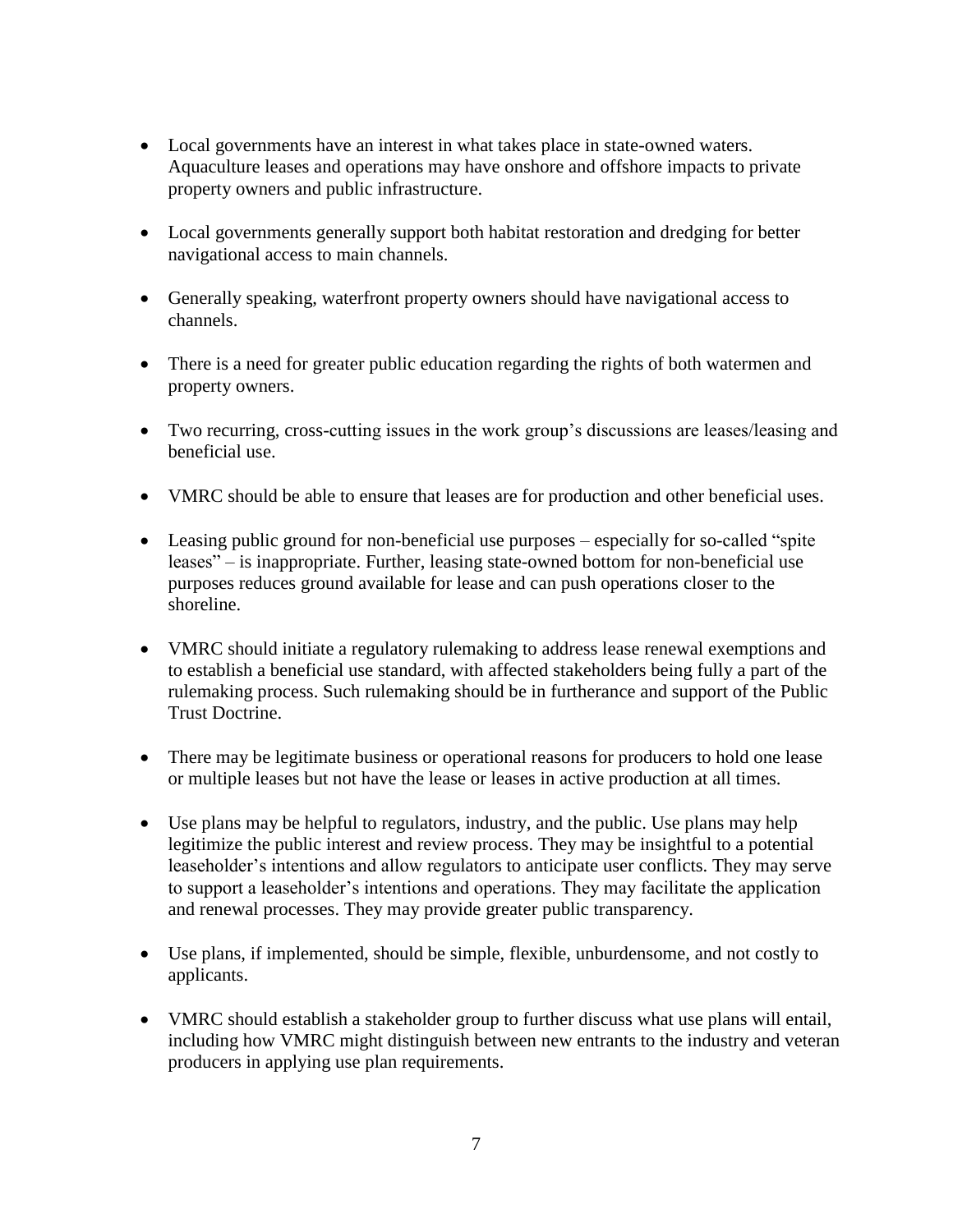- Local governments have an interest in what takes place in state-owned waters. Aquaculture leases and operations may have onshore and offshore impacts to private property owners and public infrastructure.

- Local governments generally support both habitat restoration and dredging for better navigational access to main channels.

- Generally speaking, waterfront property owners should have navigational access to channels.

- There is a need for greater public education regarding the rights of both watermen and property owners.

- Two recurring, cross-cutting issues in the work group's discussions are leases/leasing and beneficial use.

- VMRC should be able to ensure that leases are for production and other beneficial uses.

- Leasing public ground for non-beneficial use purposes – especially for so-called "spite leases" – is inappropriate. Further, leasing state-owned bottom for non-beneficial use purposes reduces ground available for lease and can push operations closer to the shoreline.

- VMRC should initiate a regulatory rulemaking to address lease renewal exemptions and to establish a beneficial use standard, with affected stakeholders being fully a part of the rulemaking process. Such rulemaking should be in furtherance and support of the Public Trust Doctrine.

- There may be legitimate business or operational reasons for producers to hold one lease or multiple leases but not have the lease or leases in active production at all times.

- Use plans may be helpful to regulators, industry, and the public. Use plans may help legitimize the public interest and review process. They may be insightful to a potential leaseholder's intentions and allow regulators to anticipate user conflicts. They may serve to support a leaseholder's intentions and operations. They may facilitate the application and renewal processes. They may provide greater public transparency.

- Use plans, if implemented, should be simple, flexible, unburdensome, and not costly to applicants.

- VMRC should establish a stakeholder group to further discuss what use plans will entail, including how VMRC might distinguish between new entrants to the industry and veteran producers in applying use plan requirements.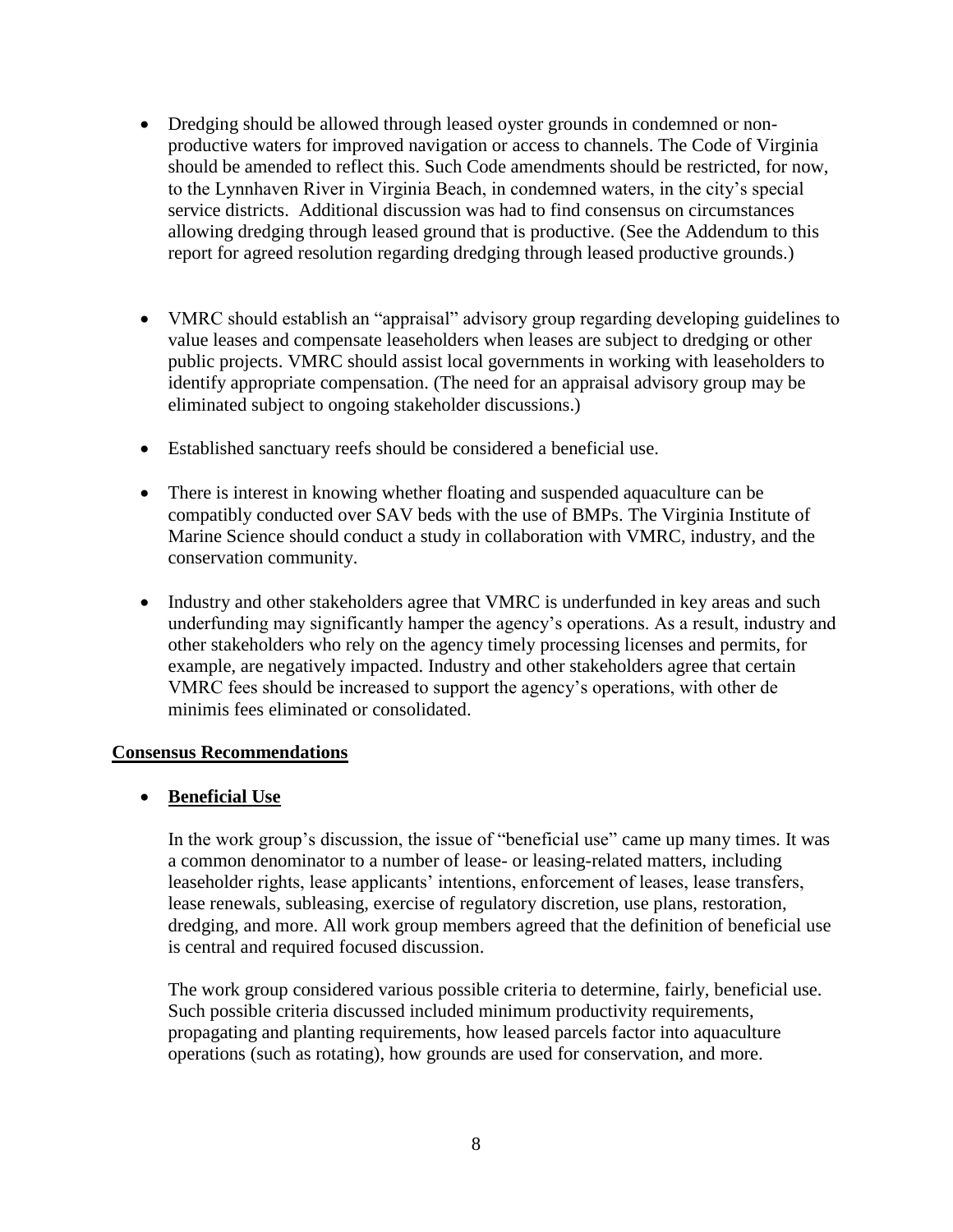- Dredging should be allowed through leased oyster grounds in condemned or non-productive waters for improved navigation or access to channels. The Code of Virginia should be amended to reflect this. Such Code amendments should be restricted, for now, to the Lynnhaven River in Virginia Beach, in condemned waters, in the city's special service districts. Additional discussion was had to find consensus on circumstances allowing dredging through leased ground that is productive. (See the Addendum to this report for agreed resolution regarding dredging through leased productive grounds.)

- VMRC should establish an "appraisal" advisory group regarding developing guidelines to value leases and compensate leaseholders when leases are subject to dredging or other public projects. VMRC should assist local governments in working with leaseholders to identify appropriate compensation. (The need for an appraisal advisory group may be eliminated subject to ongoing stakeholder discussions.)

- Established sanctuary reefs should be considered a beneficial use.

- There is interest in knowing whether floating and suspended aquaculture can be compatibly conducted over SAV beds with the use of BMPs. The Virginia Institute of Marine Science should conduct a study in collaboration with VMRC, industry, and the conservation community.

- Industry and other stakeholders agree that VMRC is underfunded in key areas and such underfunding may significantly hamper the agency's operations. As a result, industry and other stakeholders who rely on the agency timely processing licenses and permits, for example, are negatively impacted. Industry and other stakeholders agree that certain VMRC fees should be increased to support the agency's operations, with other de minimis fees eliminated or consolidated.

## Consensus Recommendations

- **Beneficial Use**

  In the work group's discussion, the issue of "beneficial use" came up many times. It was a common denominator to a number of lease- or leasing-related matters, including leaseholder rights, lease applicants' intentions, enforcement of leases, lease transfers, lease renewals, subleasing, exercise of regulatory discretion, use plans, restoration, dredging, and more. All work group members agreed that the definition of beneficial use is central and required focused discussion.

  The work group considered various possible criteria to determine, fairly, beneficial use. Such possible criteria discussed included minimum productivity requirements, propagating and planting requirements, how leased parcels factor into aquaculture operations (such as rotating), how grounds are used for conservation, and more.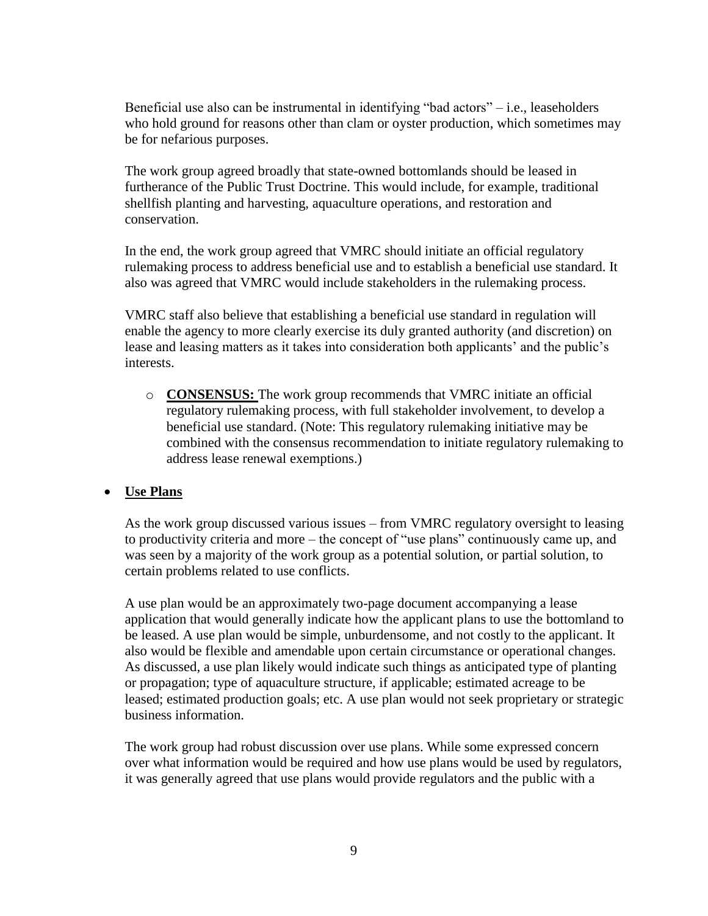Beneficial use also can be instrumental in identifying "bad actors" – i.e., leaseholders who hold ground for reasons other than clam or oyster production, which sometimes may be for nefarious purposes.

The work group agreed broadly that state-owned bottomlands should be leased in furtherance of the Public Trust Doctrine. This would include, for example, traditional shellfish planting and harvesting, aquaculture operations, and restoration and conservation.

In the end, the work group agreed that VMRC should initiate an official regulatory rulemaking process to address beneficial use and to establish a beneficial use standard. It also was agreed that VMRC would include stakeholders in the rulemaking process.

VMRC staff also believe that establishing a beneficial use standard in regulation will enable the agency to more clearly exercise its duly granted authority (and discretion) on lease and leasing matters as it takes into consideration both applicants' and the public's interests.

- **CONSENSUS:** The work group recommends that VMRC initiate an official regulatory rulemaking process, with full stakeholder involvement, to develop a beneficial use standard. (Note: This regulatory rulemaking initiative may be combined with the consensus recommendation to initiate regulatory rulemaking to address lease renewal exemptions.)

- **Use Plans**

As the work group discussed various issues – from VMRC regulatory oversight to leasing to productivity criteria and more – the concept of "use plans" continuously came up, and was seen by a majority of the work group as a potential solution, or partial solution, to certain problems related to use conflicts.

A use plan would be an approximately two-page document accompanying a lease application that would generally indicate how the applicant plans to use the bottomland to be leased. A use plan would be simple, unburdensome, and not costly to the applicant. It also would be flexible and amendable upon certain circumstance or operational changes. As discussed, a use plan likely would indicate such things as anticipated type of planting or propagation; type of aquaculture structure, if applicable; estimated acreage to be leased; estimated production goals; etc. A use plan would not seek proprietary or strategic business information.

The work group had robust discussion over use plans. While some expressed concern over what information would be required and how use plans would be used by regulators, it was generally agreed that use plans would provide regulators and the public with a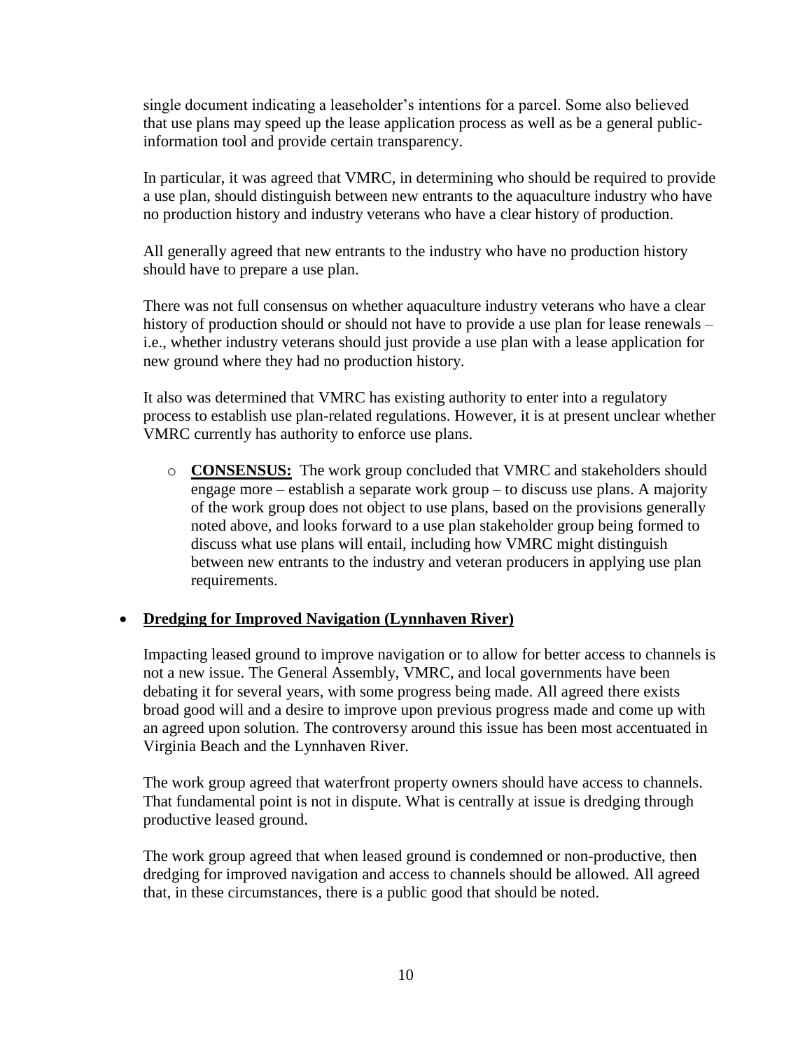single document indicating a leaseholder's intentions for a parcel. Some also believed that use plans may speed up the lease application process as well as be a general public-information tool and provide certain transparency.

In particular, it was agreed that VMRC, in determining who should be required to provide a use plan, should distinguish between new entrants to the aquaculture industry who have no production history and industry veterans who have a clear history of production.

All generally agreed that new entrants to the industry who have no production history should have to prepare a use plan.

There was not full consensus on whether aquaculture industry veterans who have a clear history of production should or should not have to provide a use plan for lease renewals – i.e., whether industry veterans should just provide a use plan with a lease application for new ground where they had no production history.

It also was determined that VMRC has existing authority to enter into a regulatory process to establish use plan-related regulations. However, it is at present unclear whether VMRC currently has authority to enforce use plans.

- **CONSENSUS:** The work group concluded that VMRC and stakeholders should engage more – establish a separate work group – to discuss use plans. A majority of the work group does not object to use plans, based on the provisions generally noted above, and looks forward to a use plan stakeholder group being formed to discuss what use plans will entail, including how VMRC might distinguish between new entrants to the industry and veteran producers in applying use plan requirements.

- **Dredging for Improved Navigation (Lynnhaven River)**

  Impacting leased ground to improve navigation or to allow for better access to channels is not a new issue. The General Assembly, VMRC, and local governments have been debating it for several years, with some progress being made. All agreed there exists broad good will and a desire to improve upon previous progress made and come up with an agreed upon solution. The controversy around this issue has been most accentuated in Virginia Beach and the Lynnhaven River.

  The work group agreed that waterfront property owners should have access to channels. That fundamental point is not in dispute. What is centrally at issue is dredging through productive leased ground.

  The work group agreed that when leased ground is condemned or non-productive, then dredging for improved navigation and access to channels should be allowed. All agreed that, in these circumstances, there is a public good that should be noted.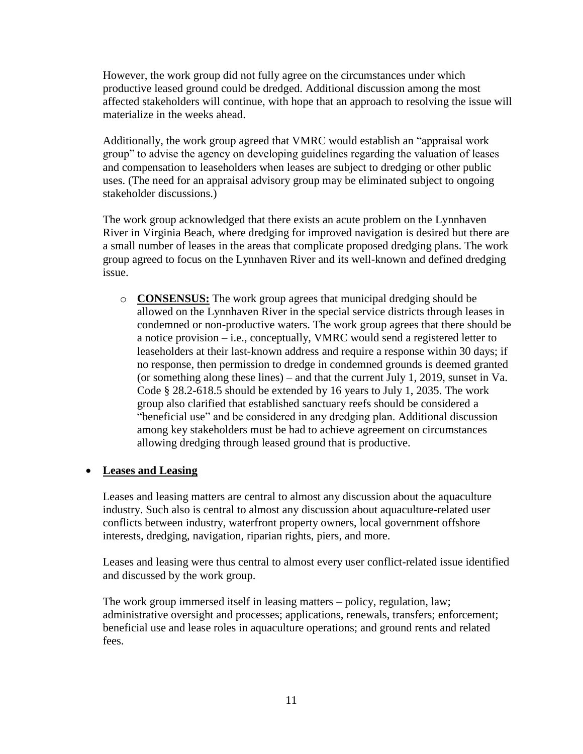However, the work group did not fully agree on the circumstances under which productive leased ground could be dredged. Additional discussion among the most affected stakeholders will continue, with hope that an approach to resolving the issue will materialize in the weeks ahead.

Additionally, the work group agreed that VMRC would establish an "appraisal work group" to advise the agency on developing guidelines regarding the valuation of leases and compensation to leaseholders when leases are subject to dredging or other public uses. (The need for an appraisal advisory group may be eliminated subject to ongoing stakeholder discussions.)

The work group acknowledged that there exists an acute problem on the Lynnhaven River in Virginia Beach, where dredging for improved navigation is desired but there are a small number of leases in the areas that complicate proposed dredging plans. The work group agreed to focus on the Lynnhaven River and its well-known and defined dredging issue.

- **CONSENSUS:** The work group agrees that municipal dredging should be allowed on the Lynnhaven River in the special service districts through leases in condemned or non-productive waters. The work group agrees that there should be a notice provision – i.e., conceptually, VMRC would send a registered letter to leaseholders at their last-known address and require a response within 30 days; if no response, then permission to dredge in condemned grounds is deemed granted (or something along these lines) – and that the current July 1, 2019, sunset in Va. Code § 28.2-618.5 should be extended by 16 years to July 1, 2035. The work group also clarified that established sanctuary reefs should be considered a "beneficial use" and be considered in any dredging plan. Additional discussion among key stakeholders must be had to achieve agreement on circumstances allowing dredging through leased ground that is productive.

- **Leases and Leasing**

  Leases and leasing matters are central to almost any discussion about the aquaculture industry. Such also is central to almost any discussion about aquaculture-related user conflicts between industry, waterfront property owners, local government offshore interests, dredging, navigation, riparian rights, piers, and more.

  Leases and leasing were thus central to almost every user conflict-related issue identified and discussed by the work group.

  The work group immersed itself in leasing matters – policy, regulation, law; administrative oversight and processes; applications, renewals, transfers; enforcement; beneficial use and lease roles in aquaculture operations; and ground rents and related fees.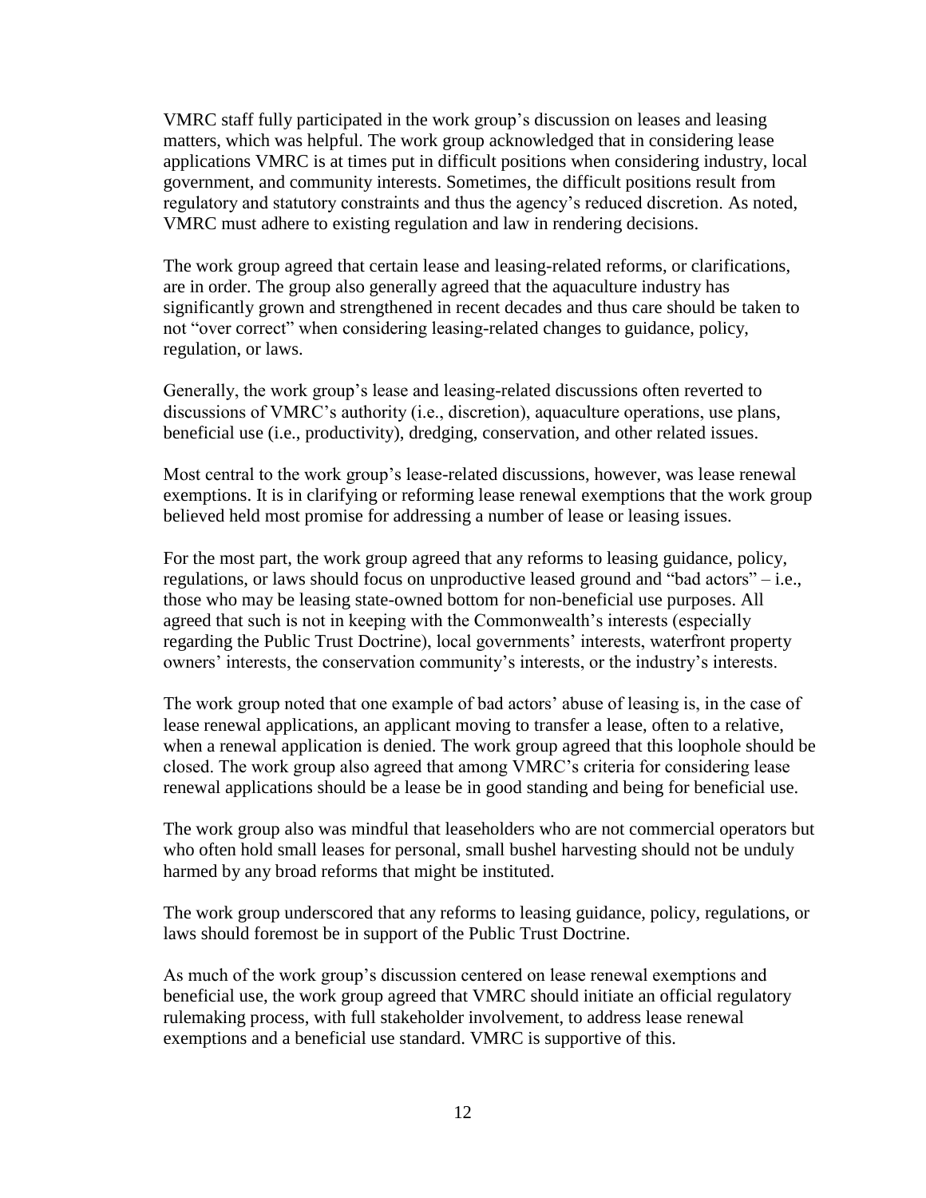VMRC staff fully participated in the work group's discussion on leases and leasing matters, which was helpful. The work group acknowledged that in considering lease applications VMRC is at times put in difficult positions when considering industry, local government, and community interests. Sometimes, the difficult positions result from regulatory and statutory constraints and thus the agency's reduced discretion. As noted, VMRC must adhere to existing regulation and law in rendering decisions.

The work group agreed that certain lease and leasing-related reforms, or clarifications, are in order. The group also generally agreed that the aquaculture industry has significantly grown and strengthened in recent decades and thus care should be taken to not "over correct" when considering leasing-related changes to guidance, policy, regulation, or laws.

Generally, the work group's lease and leasing-related discussions often reverted to discussions of VMRC's authority (i.e., discretion), aquaculture operations, use plans, beneficial use (i.e., productivity), dredging, conservation, and other related issues.

Most central to the work group's lease-related discussions, however, was lease renewal exemptions. It is in clarifying or reforming lease renewal exemptions that the work group believed held most promise for addressing a number of lease or leasing issues.

For the most part, the work group agreed that any reforms to leasing guidance, policy, regulations, or laws should focus on unproductive leased ground and "bad actors" – i.e., those who may be leasing state-owned bottom for non-beneficial use purposes. All agreed that such is not in keeping with the Commonwealth's interests (especially regarding the Public Trust Doctrine), local governments' interests, waterfront property owners' interests, the conservation community's interests, or the industry's interests.

The work group noted that one example of bad actors' abuse of leasing is, in the case of lease renewal applications, an applicant moving to transfer a lease, often to a relative, when a renewal application is denied. The work group agreed that this loophole should be closed. The work group also agreed that among VMRC's criteria for considering lease renewal applications should be a lease be in good standing and being for beneficial use.

The work group also was mindful that leaseholders who are not commercial operators but who often hold small leases for personal, small bushel harvesting should not be unduly harmed by any broad reforms that might be instituted.

The work group underscored that any reforms to leasing guidance, policy, regulations, or laws should foremost be in support of the Public Trust Doctrine.

As much of the work group's discussion centered on lease renewal exemptions and beneficial use, the work group agreed that VMRC should initiate an official regulatory rulemaking process, with full stakeholder involvement, to address lease renewal exemptions and a beneficial use standard. VMRC is supportive of this.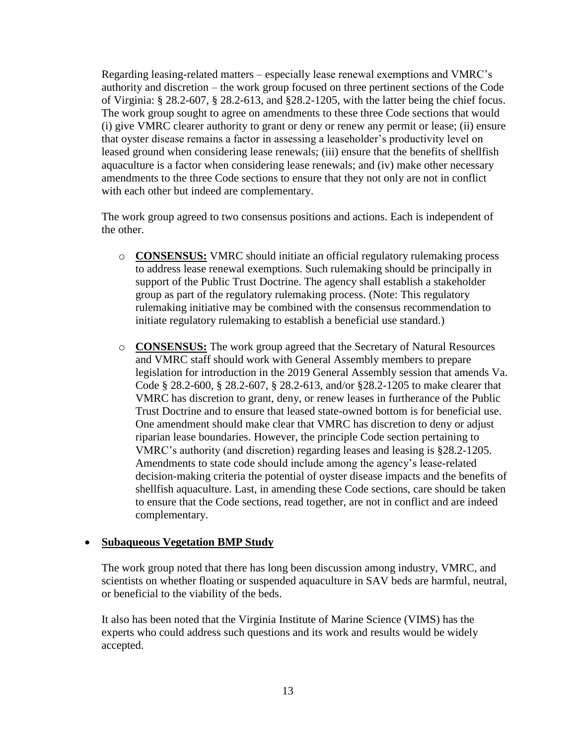Regarding leasing-related matters – especially lease renewal exemptions and VMRC's authority and discretion – the work group focused on three pertinent sections of the Code of Virginia: § 28.2-607, § 28.2-613, and §28.2-1205, with the latter being the chief focus. The work group sought to agree on amendments to these three Code sections that would (i) give VMRC clearer authority to grant or deny or renew any permit or lease; (ii) ensure that oyster disease remains a factor in assessing a leaseholder's productivity level on leased ground when considering lease renewals; (iii) ensure that the benefits of shellfish aquaculture is a factor when considering lease renewals; and (iv) make other necessary amendments to the three Code sections to ensure that they not only are not in conflict with each other but indeed are complementary.

The work group agreed to two consensus positions and actions. Each is independent of the other.

- **CONSENSUS:** VMRC should initiate an official regulatory rulemaking process to address lease renewal exemptions. Such rulemaking should be principally in support of the Public Trust Doctrine. The agency shall establish a stakeholder group as part of the regulatory rulemaking process. (Note: This regulatory rulemaking initiative may be combined with the consensus recommendation to initiate regulatory rulemaking to establish a beneficial use standard.)

- **CONSENSUS:** The work group agreed that the Secretary of Natural Resources and VMRC staff should work with General Assembly members to prepare legislation for introduction in the 2019 General Assembly session that amends Va. Code § 28.2-600, § 28.2-607, § 28.2-613, and/or §28.2-1205 to make clearer that VMRC has discretion to grant, deny, or renew leases in furtherance of the Public Trust Doctrine and to ensure that leased state-owned bottom is for beneficial use. One amendment should make clear that VMRC has discretion to deny or adjust riparian lease boundaries. However, the principle Code section pertaining to VMRC's authority (and discretion) regarding leases and leasing is §28.2-1205. Amendments to state code should include among the agency's lease-related decision-making criteria the potential of oyster disease impacts and the benefits of shellfish aquaculture. Last, in amending these Code sections, care should be taken to ensure that the Code sections, read together, are not in conflict and are indeed complementary.

- **Subaqueous Vegetation BMP Study**

  The work group noted that there has long been discussion among industry, VMRC, and scientists on whether floating or suspended aquaculture in SAV beds are harmful, neutral, or beneficial to the viability of the beds.

  It also has been noted that the Virginia Institute of Marine Science (VIMS) has the experts who could address such questions and its work and results would be widely accepted.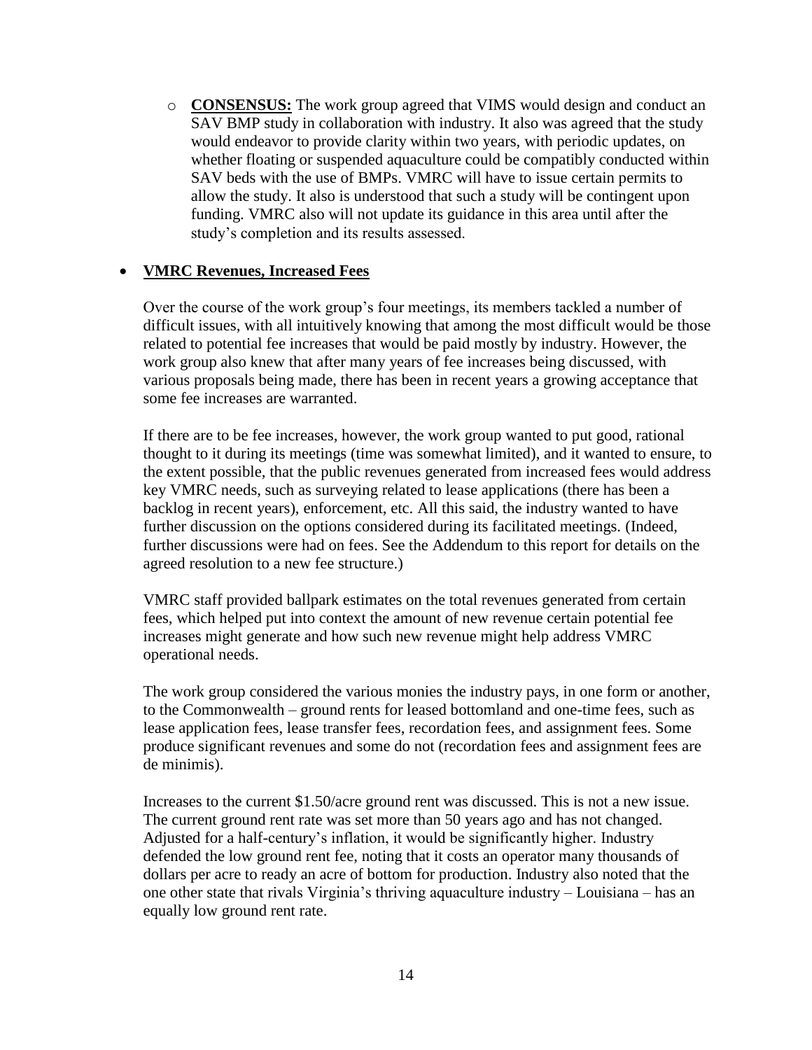- **CONSENSUS:** The work group agreed that VIMS would design and conduct an SAV BMP study in collaboration with industry. It also was agreed that the study would endeavor to provide clarity within two years, with periodic updates, on whether floating or suspended aquaculture could be compatibly conducted within SAV beds with the use of BMPs. VMRC will have to issue certain permits to allow the study. It also is understood that such a study will be contingent upon funding. VMRC also will not update its guidance in this area until after the study's completion and its results assessed.

- **VMRC Revenues, Increased Fees**

  Over the course of the work group's four meetings, its members tackled a number of difficult issues, with all intuitively knowing that among the most difficult would be those related to potential fee increases that would be paid mostly by industry. However, the work group also knew that after many years of fee increases being discussed, with various proposals being made, there has been in recent years a growing acceptance that some fee increases are warranted.

  If there are to be fee increases, however, the work group wanted to put good, rational thought to it during its meetings (time was somewhat limited), and it wanted to ensure, to the extent possible, that the public revenues generated from increased fees would address key VMRC needs, such as surveying related to lease applications (there has been a backlog in recent years), enforcement, etc. All this said, the industry wanted to have further discussion on the options considered during its facilitated meetings. (Indeed, further discussions were had on fees. See the Addendum to this report for details on the agreed resolution to a new fee structure.)

  VMRC staff provided ballpark estimates on the total revenues generated from certain fees, which helped put into context the amount of new revenue certain potential fee increases might generate and how such new revenue might help address VMRC operational needs.

  The work group considered the various monies the industry pays, in one form or another, to the Commonwealth – ground rents for leased bottomland and one-time fees, such as lease application fees, lease transfer fees, recordation fees, and assignment fees. Some produce significant revenues and some do not (recordation fees and assignment fees are de minimis).

  Increases to the current $1.50/acre ground rent was discussed. This is not a new issue. The current ground rent rate was set more than 50 years ago and has not changed. Adjusted for a half-century's inflation, it would be significantly higher. Industry defended the low ground rent fee, noting that it costs an operator many thousands of dollars per acre to ready an acre of bottom for production. Industry also noted that the one other state that rivals Virginia's thriving aquaculture industry – Louisiana – has an equally low ground rent rate.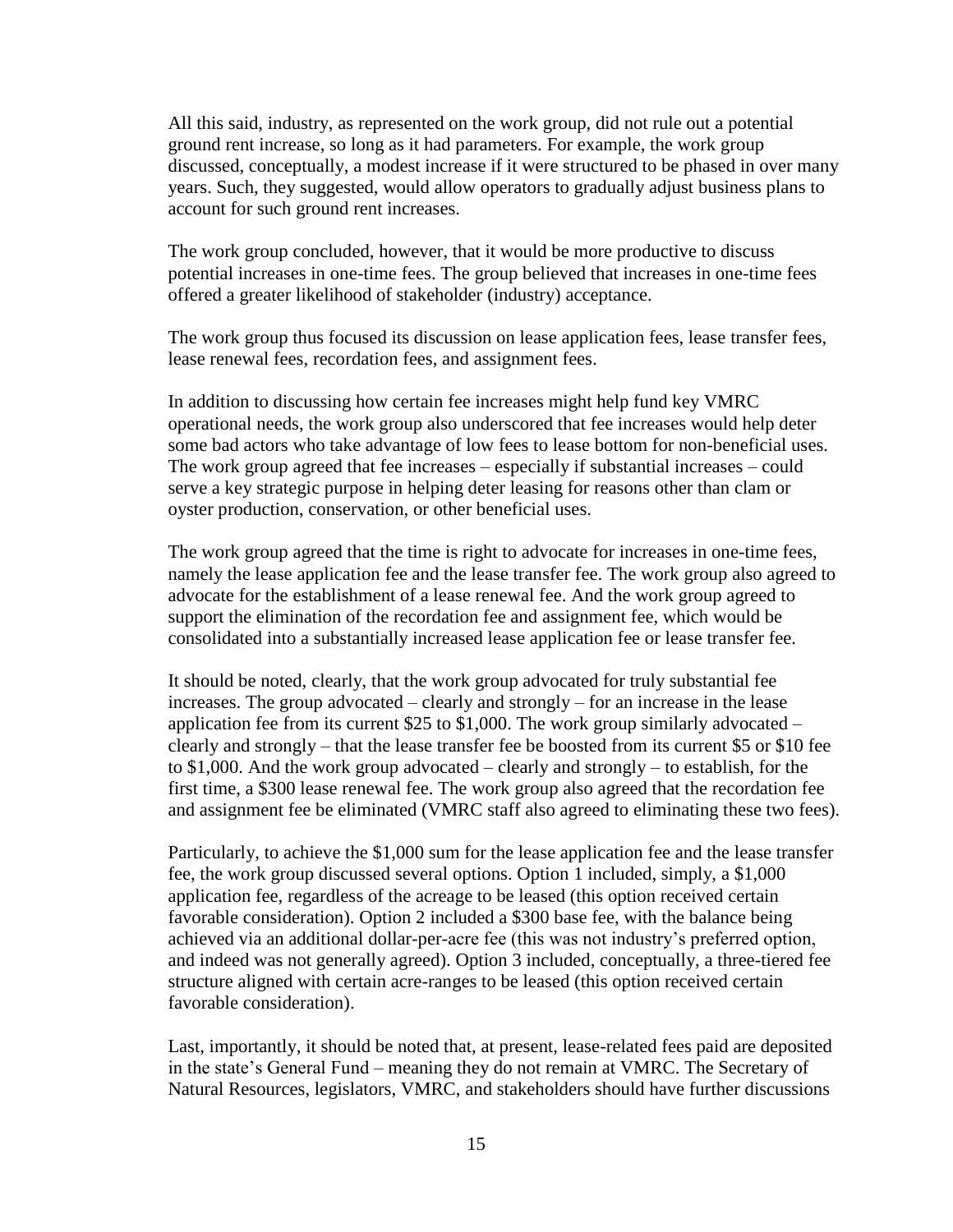All this said, industry, as represented on the work group, did not rule out a potential ground rent increase, so long as it had parameters. For example, the work group discussed, conceptually, a modest increase if it were structured to be phased in over many years. Such, they suggested, would allow operators to gradually adjust business plans to account for such ground rent increases.

The work group concluded, however, that it would be more productive to discuss potential increases in one-time fees. The group believed that increases in one-time fees offered a greater likelihood of stakeholder (industry) acceptance.

The work group thus focused its discussion on lease application fees, lease transfer fees, lease renewal fees, recordation fees, and assignment fees.

In addition to discussing how certain fee increases might help fund key VMRC operational needs, the work group also underscored that fee increases would help deter some bad actors who take advantage of low fees to lease bottom for non-beneficial uses. The work group agreed that fee increases – especially if substantial increases – could serve a key strategic purpose in helping deter leasing for reasons other than clam or oyster production, conservation, or other beneficial uses.

The work group agreed that the time is right to advocate for increases in one-time fees, namely the lease application fee and the lease transfer fee. The work group also agreed to advocate for the establishment of a lease renewal fee. And the work group agreed to support the elimination of the recordation fee and assignment fee, which would be consolidated into a substantially increased lease application fee or lease transfer fee.

It should be noted, clearly, that the work group advocated for truly substantial fee increases. The group advocated – clearly and strongly – for an increase in the lease application fee from its current $25 to $1,000. The work group similarly advocated – clearly and strongly – that the lease transfer fee be boosted from its current $5 or $10 fee to $1,000. And the work group advocated – clearly and strongly – to establish, for the first time, a $300 lease renewal fee. The work group also agreed that the recordation fee and assignment fee be eliminated (VMRC staff also agreed to eliminating these two fees).

Particularly, to achieve the $1,000 sum for the lease application fee and the lease transfer fee, the work group discussed several options. Option 1 included, simply, a $1,000 application fee, regardless of the acreage to be leased (this option received certain favorable consideration). Option 2 included a $300 base fee, with the balance being achieved via an additional dollar-per-acre fee (this was not industry's preferred option, and indeed was not generally agreed). Option 3 included, conceptually, a three-tiered fee structure aligned with certain acre-ranges to be leased (this option received certain favorable consideration).

Last, importantly, it should be noted that, at present, lease-related fees paid are deposited in the state's General Fund – meaning they do not remain at VMRC. The Secretary of Natural Resources, legislators, VMRC, and stakeholders should have further discussions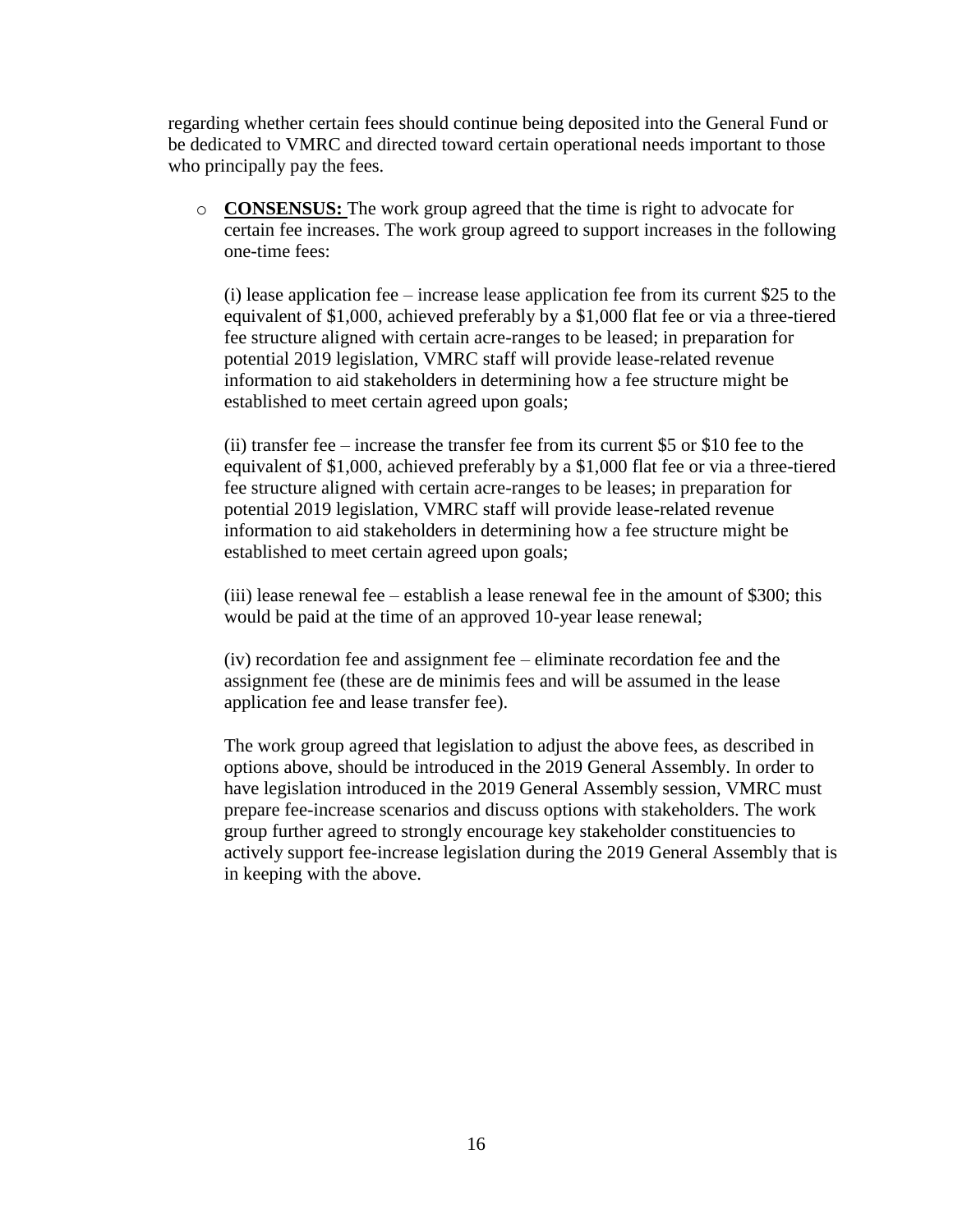regarding whether certain fees should continue being deposited into the General Fund or be dedicated to VMRC and directed toward certain operational needs important to those who principally pay the fees.

- **CONSENSUS:** The work group agreed that the time is right to advocate for certain fee increases. The work group agreed to support increases in the following one-time fees:

  (i) lease application fee – increase lease application fee from its current $25 to the equivalent of $1,000, achieved preferably by a $1,000 flat fee or via a three-tiered fee structure aligned with certain acre-ranges to be leased; in preparation for potential 2019 legislation, VMRC staff will provide lease-related revenue information to aid stakeholders in determining how a fee structure might be established to meet certain agreed upon goals;

  (ii) transfer fee – increase the transfer fee from its current $5 or $10 fee to the equivalent of $1,000, achieved preferably by a $1,000 flat fee or via a three-tiered fee structure aligned with certain acre-ranges to be leases; in preparation for potential 2019 legislation, VMRC staff will provide lease-related revenue information to aid stakeholders in determining how a fee structure might be established to meet certain agreed upon goals;

  (iii) lease renewal fee – establish a lease renewal fee in the amount of $300; this would be paid at the time of an approved 10-year lease renewal;

  (iv) recordation fee and assignment fee – eliminate recordation fee and the assignment fee (these are de minimis fees and will be assumed in the lease application fee and lease transfer fee).

  The work group agreed that legislation to adjust the above fees, as described in options above, should be introduced in the 2019 General Assembly. In order to have legislation introduced in the 2019 General Assembly session, VMRC must prepare fee-increase scenarios and discuss options with stakeholders. The work group further agreed to strongly encourage key stakeholder constituencies to actively support fee-increase legislation during the 2019 General Assembly that is in keeping with the above.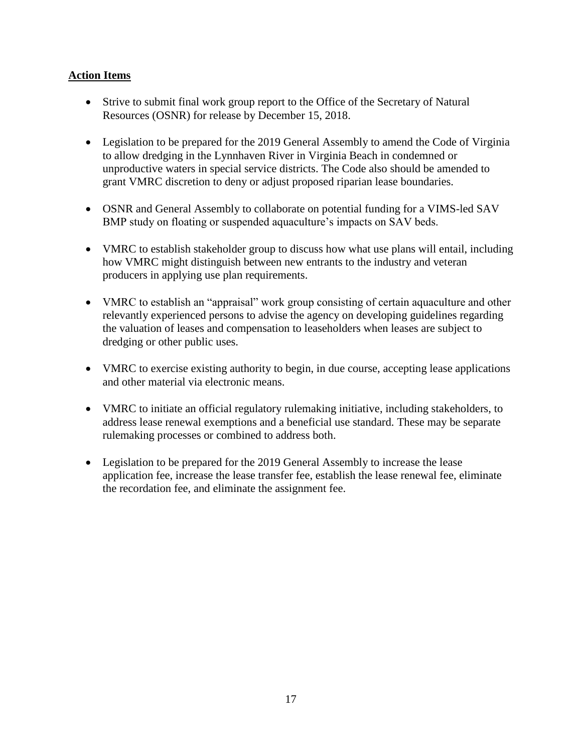## Action Items

- Strive to submit final work group report to the Office of the Secretary of Natural Resources (OSNR) for release by December 15, 2018.

- Legislation to be prepared for the 2019 General Assembly to amend the Code of Virginia to allow dredging in the Lynnhaven River in Virginia Beach in condemned or unproductive waters in special service districts. The Code also should be amended to grant VMRC discretion to deny or adjust proposed riparian lease boundaries.

- OSNR and General Assembly to collaborate on potential funding for a VIMS-led SAV BMP study on floating or suspended aquaculture's impacts on SAV beds.

- VMRC to establish stakeholder group to discuss how what use plans will entail, including how VMRC might distinguish between new entrants to the industry and veteran producers in applying use plan requirements.

- VMRC to establish an "appraisal" work group consisting of certain aquaculture and other relevantly experienced persons to advise the agency on developing guidelines regarding the valuation of leases and compensation to leaseholders when leases are subject to dredging or other public uses.

- VMRC to exercise existing authority to begin, in due course, accepting lease applications and other material via electronic means.

- VMRC to initiate an official regulatory rulemaking initiative, including stakeholders, to address lease renewal exemptions and a beneficial use standard. These may be separate rulemaking processes or combined to address both.

- Legislation to be prepared for the 2019 General Assembly to increase the lease application fee, increase the lease transfer fee, establish the lease renewal fee, eliminate the recordation fee, and eliminate the assignment fee.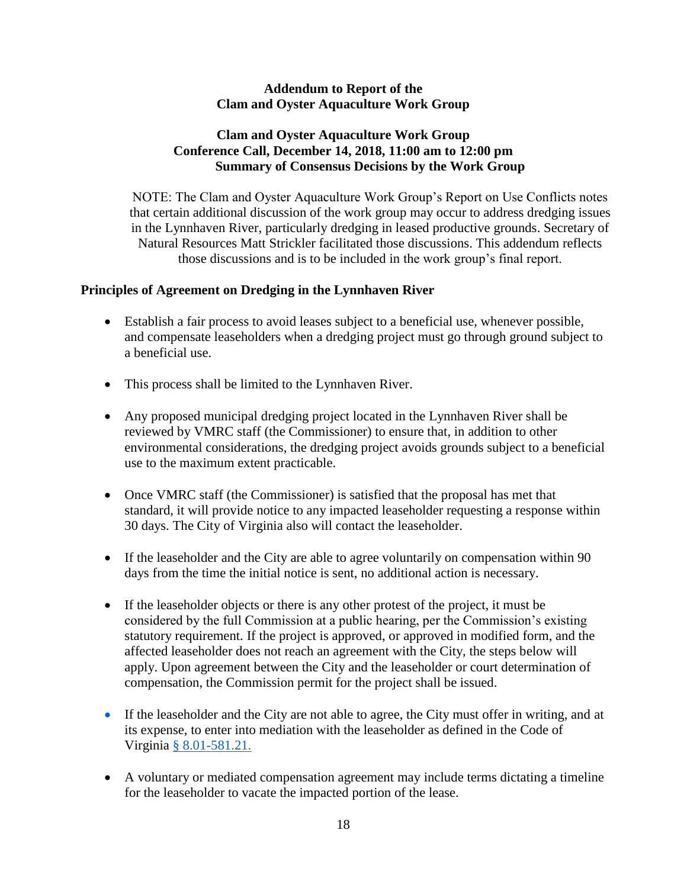**Addendum to Report of the Clam and Oyster Aquaculture Work Group**

**Clam and Oyster Aquaculture Work Group Conference Call, December 14, 2018, 11:00 am to 12:00 pm Summary of Consensus Decisions by the Work Group**

NOTE: The Clam and Oyster Aquaculture Work Group's Report on Use Conflicts notes that certain additional discussion of the work group may occur to address dredging issues in the Lynnhaven River, particularly dredging in leased productive grounds. Secretary of Natural Resources Matt Strickler facilitated those discussions. This addendum reflects those discussions and is to be included in the work group's final report.

**Principles of Agreement on Dredging in the Lynnhaven River**

- Establish a fair process to avoid leases subject to a beneficial use, whenever possible, and compensate leaseholders when a dredging project must go through ground subject to a beneficial use.
- This process shall be limited to the Lynnhaven River.
- Any proposed municipal dredging project located in the Lynnhaven River shall be reviewed by VMRC staff (the Commissioner) to ensure that, in addition to other environmental considerations, the dredging project avoids grounds subject to a beneficial use to the maximum extent practicable.
- Once VMRC staff (the Commissioner) is satisfied that the proposal has met that standard, it will provide notice to any impacted leaseholder requesting a response within 30 days. The City of Virginia also will contact the leaseholder.
- If the leaseholder and the City are able to agree voluntarily on compensation within 90 days from the time the initial notice is sent, no additional action is necessary.
- If the leaseholder objects or there is any other protest of the project, it must be considered by the full Commission at a public hearing, per the Commission's existing statutory requirement. If the project is approved, or approved in modified form, and the affected leaseholder does not reach an agreement with the City, the steps below will apply. Upon agreement between the City and the leaseholder or court determination of compensation, the Commission permit for the project shall be issued.
- If the leaseholder and the City are not able to agree, the City must offer in writing, and at its expense, to enter into mediation with the leaseholder as defined in the Code of Virginia § 8.01-581.21.
- A voluntary or mediated compensation agreement may include terms dictating a timeline for the leaseholder to vacate the impacted portion of the lease.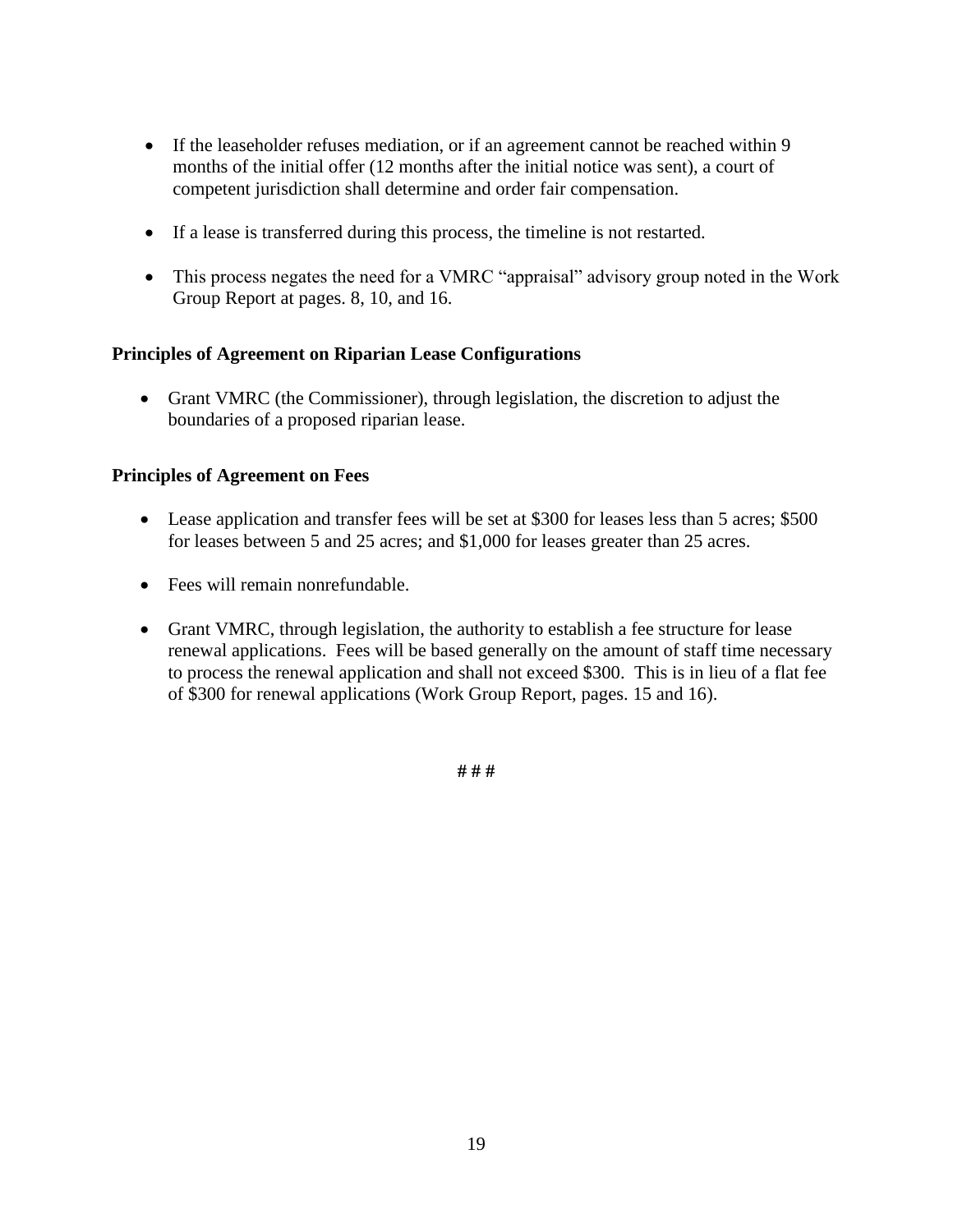- If the leaseholder refuses mediation, or if an agreement cannot be reached within 9 months of the initial offer (12 months after the initial notice was sent), a court of competent jurisdiction shall determine and order fair compensation.

- If a lease is transferred during this process, the timeline is not restarted.

- This process negates the need for a VMRC "appraisal" advisory group noted in the Work Group Report at pages. 8, 10, and 16.

**Principles of Agreement on Riparian Lease Configurations**

- Grant VMRC (the Commissioner), through legislation, the discretion to adjust the boundaries of a proposed riparian lease.

**Principles of Agreement on Fees**

- Lease application and transfer fees will be set at $300 for leases less than 5 acres; $500 for leases between 5 and 25 acres; and $1,000 for leases greater than 25 acres.

- Fees will remain nonrefundable.

- Grant VMRC, through legislation, the authority to establish a fee structure for lease renewal applications. Fees will be based generally on the amount of staff time necessary to process the renewal application and shall not exceed $300. This is in lieu of a flat fee of $300 for renewal applications (Work Group Report, pages. 15 and 16).

# # #